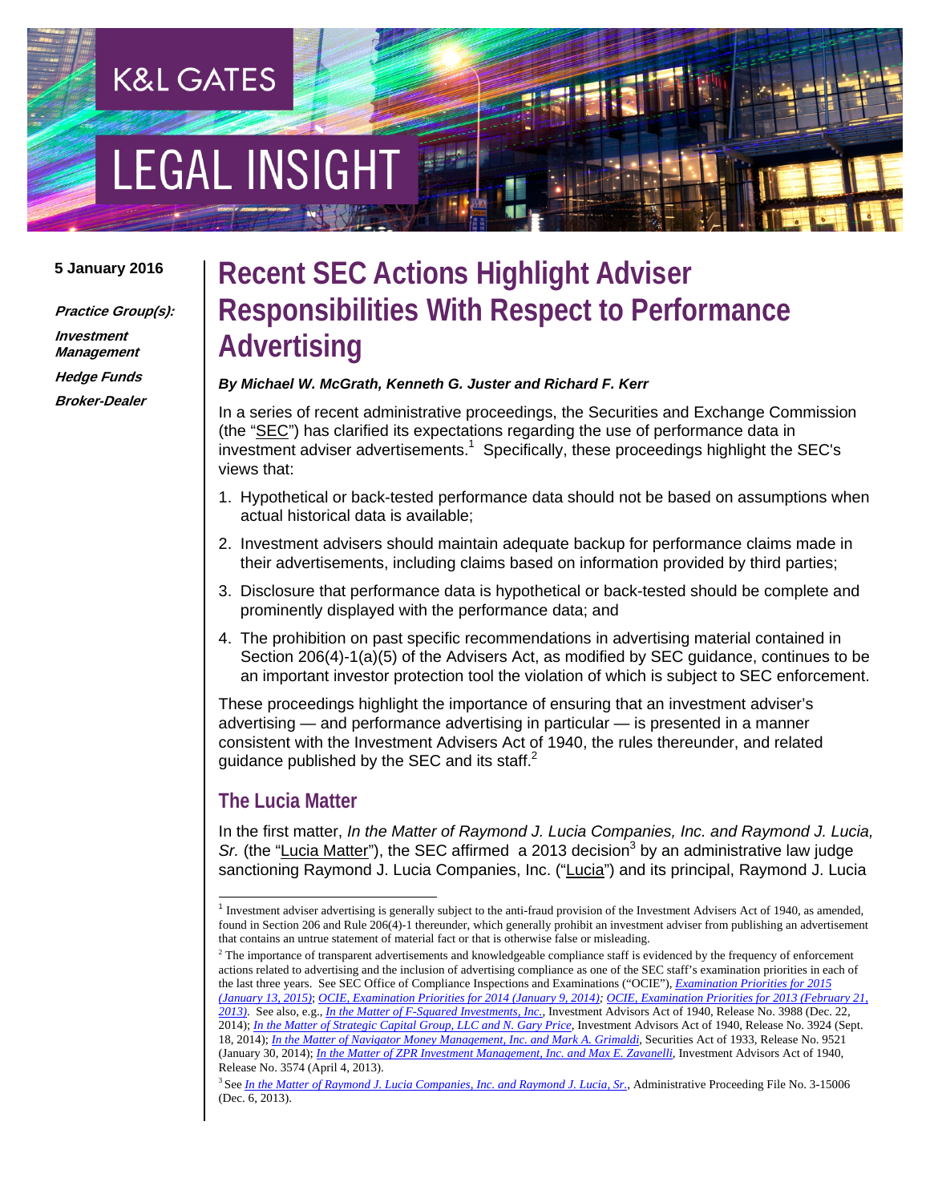K&L GATES

LEGAL INSIGHT

**5 January 2016**

***Practice Group(s):***

***Investment Management***

***Hedge Funds***

***Broker-Dealer***

# Recent SEC Actions Highlight Adviser Responsibilities With Respect to Performance Advertising

***By Michael W. McGrath, Kenneth G. Juster and Richard F. Kerr***

In a series of recent administrative proceedings, the Securities and Exchange Commission (the "SEC") has clarified its expectations regarding the use of performance data in investment adviser advertisements.[1] Specifically, these proceedings highlight the SEC's views that:

1. Hypothetical or back-tested performance data should not be based on assumptions when actual historical data is available;
2. Investment advisers should maintain adequate backup for performance claims made in their advertisements, including claims based on information provided by third parties;
3. Disclosure that performance data is hypothetical or back-tested should be complete and prominently displayed with the performance data; and
4. The prohibition on past specific recommendations in advertising material contained in Section 206(4)-1(a)(5) of the Advisers Act, as modified by SEC guidance, continues to be an important investor protection tool the violation of which is subject to SEC enforcement.

These proceedings highlight the importance of ensuring that an investment adviser's advertising — and performance advertising in particular — is presented in a manner consistent with the Investment Advisers Act of 1940, the rules thereunder, and related guidance published by the SEC and its staff.[2]

## The Lucia Matter

In the first matter, *In the Matter of Raymond J. Lucia Companies, Inc. and Raymond J. Lucia, Sr.* (the "Lucia Matter"), the SEC affirmed a 2013 decision[3] by an administrative law judge sanctioning Raymond J. Lucia Companies, Inc. ("Lucia") and its principal, Raymond J. Lucia

---

[1] Investment adviser advertising is generally subject to the anti-fraud provision of the Investment Advisers Act of 1940, as amended, found in Section 206 and Rule 206(4)-1 thereunder, which generally prohibit an investment adviser from publishing an advertisement that contains an untrue statement of material fact or that is otherwise false or misleading.

[2] The importance of transparent advertisements and knowledgeable compliance staff is evidenced by the frequency of enforcement actions related to advertising and the inclusion of advertising compliance as one of the SEC staff's examination priorities in each of the last three years. See SEC Office of Compliance Inspections and Examinations ("OCIE"), *Examination Priorities for 2015 (January 13, 2015)*; *OCIE, Examination Priorities for 2014 (January 9, 2014)*; *OCIE, Examination Priorities for 2013 (February 21, 2013)*. See also, e.g., *In the Matter of F-Squared Investments, Inc.*, Investment Advisors Act of 1940, Release No. 3988 (Dec. 22, 2014); *In the Matter of Strategic Capital Group, LLC and N. Gary Price*, Investment Advisors Act of 1940, Release No. 3924 (Sept. 18, 2014); *In the Matter of Navigator Money Management, Inc. and Mark A. Grimaldi*, Securities Act of 1933, Release No. 9521 (January 30, 2014); *In the Matter of ZPR Investment Management, Inc. and Max E. Zavanelli*, Investment Advisors Act of 1940, Release No. 3574 (April 4, 2013).

[3] See *In the Matter of Raymond J. Lucia Companies, Inc. and Raymond J. Lucia, Sr.*, Administrative Proceeding File No. 3-15006 (Dec. 6, 2013).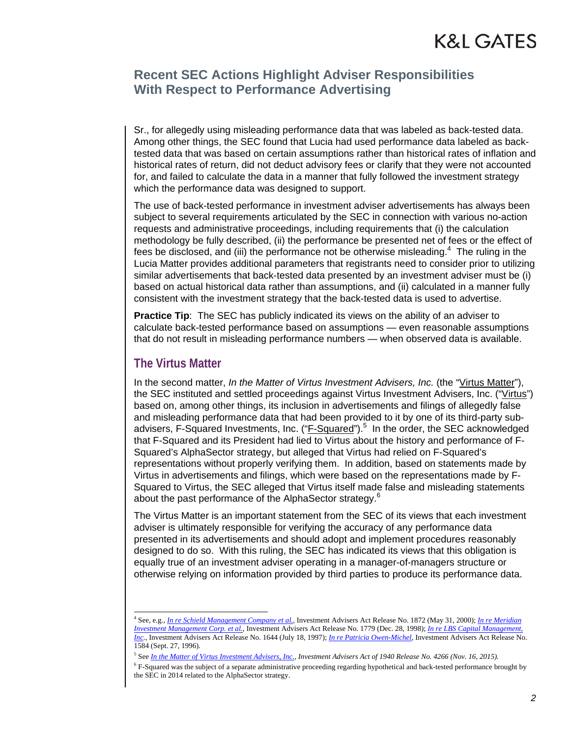Sr., for allegedly using misleading performance data that was labeled as back-tested data. Among other things, the SEC found that Lucia had used performance data labeled as back-tested data that was based on certain assumptions rather than historical rates of inflation and historical rates of return, did not deduct advisory fees or clarify that they were not accounted for, and failed to calculate the data in a manner that fully followed the investment strategy which the performance data was designed to support.

The use of back-tested performance in investment adviser advertisements has always been subject to several requirements articulated by the SEC in connection with various no-action requests and administrative proceedings, including requirements that (i) the calculation methodology be fully described, (ii) the performance be presented net of fees or the effect of fees be disclosed, and (iii) the performance not be otherwise misleading.[4] The ruling in the Lucia Matter provides additional parameters that registrants need to consider prior to utilizing similar advertisements that back-tested data presented by an investment adviser must be (i) based on actual historical data rather than assumptions, and (ii) calculated in a manner fully consistent with the investment strategy that the back-tested data is used to advertise.

**Practice Tip**: The SEC has publicly indicated its views on the ability of an adviser to calculate back-tested performance based on assumptions — even reasonable assumptions that do not result in misleading performance numbers — when observed data is available.

## The Virtus Matter

In the second matter, *In the Matter of Virtus Investment Advisers, Inc.* (the "Virtus Matter"), the SEC instituted and settled proceedings against Virtus Investment Advisers, Inc. ("Virtus") based on, among other things, its inclusion in advertisements and filings of allegedly false and misleading performance data that had been provided to it by one of its third-party sub-advisers, F-Squared Investments, Inc. ("F-Squared").[5] In the order, the SEC acknowledged that F-Squared and its President had lied to Virtus about the history and performance of F-Squared's AlphaSector strategy, but alleged that Virtus had relied on F-Squared's representations without properly verifying them. In addition, based on statements made by Virtus in advertisements and filings, which were based on the representations made by F-Squared to Virtus, the SEC alleged that Virtus itself made false and misleading statements about the past performance of the AlphaSector strategy.[6]

The Virtus Matter is an important statement from the SEC of its views that each investment adviser is ultimately responsible for verifying the accuracy of any performance data presented in its advertisements and should adopt and implement procedures reasonably designed to do so. With this ruling, the SEC has indicated its views that this obligation is equally true of an investment adviser operating in a manager-of-managers structure or otherwise relying on information provided by third parties to produce its performance data.

---

[4] See, e.g., *In re Schield Management Company et al.*, Investment Advisers Act Release No. 1872 (May 31, 2000); *In re Meridian Investment Management Corp. et al.*, Investment Advisers Act Release No. 1779 (Dec. 28, 1998); *In re LBS Capital Management, Inc.*, Investment Advisers Act Release No. 1644 (July 18, 1997); *In re Patricia Owen-Michel*, Investment Advisers Act Release No. 1584 (Sept. 27, 1996).

[5] See *In the Matter of Virtus Investment Advisers, Inc., Investment Advisers Act of 1940 Release No. 4266 (Nov. 16, 2015).*

[6] F-Squared was the subject of a separate administrative proceeding regarding hypothetical and back-tested performance brought by the SEC in 2014 related to the AlphaSector strategy.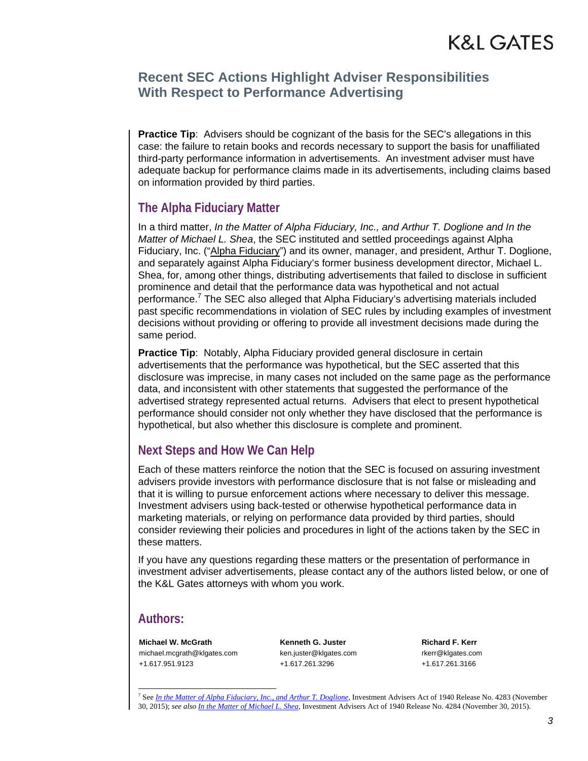**Practice Tip**: Advisers should be cognizant of the basis for the SEC's allegations in this case: the failure to retain books and records necessary to support the basis for unaffiliated third-party performance information in advertisements. An investment adviser must have adequate backup for performance claims made in its advertisements, including claims based on information provided by third parties.

## The Alpha Fiduciary Matter

In a third matter, *In the Matter of Alpha Fiduciary, Inc., and Arthur T. Doglione and In the Matter of Michael L. Shea*, the SEC instituted and settled proceedings against Alpha Fiduciary, Inc. ("Alpha Fiduciary") and its owner, manager, and president, Arthur T. Doglione, and separately against Alpha Fiduciary's former business development director, Michael L. Shea, for, among other things, distributing advertisements that failed to disclose in sufficient prominence and detail that the performance data was hypothetical and not actual performance.[7] The SEC also alleged that Alpha Fiduciary's advertising materials included past specific recommendations in violation of SEC rules by including examples of investment decisions without providing or offering to provide all investment decisions made during the same period.

**Practice Tip**: Notably, Alpha Fiduciary provided general disclosure in certain advertisements that the performance was hypothetical, but the SEC asserted that this disclosure was imprecise, in many cases not included on the same page as the performance data, and inconsistent with other statements that suggested the performance of the advertised strategy represented actual returns. Advisers that elect to present hypothetical performance should consider not only whether they have disclosed that the performance is hypothetical, but also whether this disclosure is complete and prominent.

## Next Steps and How We Can Help

Each of these matters reinforce the notion that the SEC is focused on assuring investment advisers provide investors with performance disclosure that is not false or misleading and that it is willing to pursue enforcement actions where necessary to deliver this message. Investment advisers using back-tested or otherwise hypothetical performance data in marketing materials, or relying on performance data provided by third parties, should consider reviewing their policies and procedures in light of the actions taken by the SEC in these matters.

If you have any questions regarding these matters or the presentation of performance in investment adviser advertisements, please contact any of the authors listed below, or one of the K&L Gates attorneys with whom you work.

## Authors:

**Michael W. McGrath**
michael.mcgrath@klgates.com
+1.617.951.9123

**Kenneth G. Juster**
ken.juster@klgates.com
+1.617.261.3296

**Richard F. Kerr**
rkerr@klgates.com
+1.617.261.3166

---

[7] See *In the Matter of Alpha Fiduciary, Inc., and Arthur T. Doglione*, Investment Advisers Act of 1940 Release No. 4283 (November 30, 2015); *see also In the Matter of Michael L. Shea*, Investment Advisers Act of 1940 Release No. 4284 (November 30, 2015).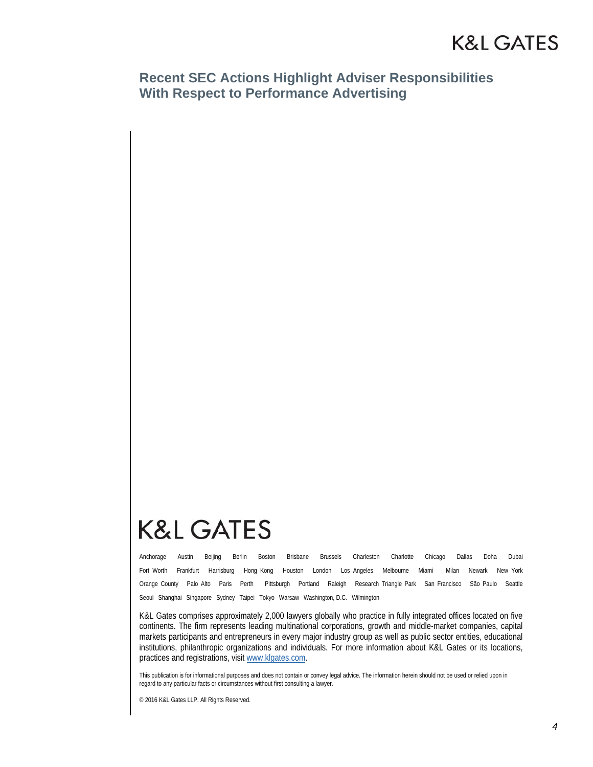K&L GATES

Anchorage Austin Beijing Berlin Boston Brisbane Brussels Charleston Charlotte Chicago Dallas Doha Dubai Fort Worth Frankfurt Harrisburg Hong Kong Houston London Los Angeles Melbourne Miami Milan Newark New York Orange County Palo Alto Paris Perth Pittsburgh Portland Raleigh Research Triangle Park San Francisco São Paulo Seattle Seoul Shanghai Singapore Sydney Taipei Tokyo Warsaw Washington, D.C. Wilmington

K&L Gates comprises approximately 2,000 lawyers globally who practice in fully integrated offices located on five continents. The firm represents leading multinational corporations, growth and middle-market companies, capital markets participants and entrepreneurs in every major industry group as well as public sector entities, educational institutions, philanthropic organizations and individuals. For more information about K&L Gates or its locations, practices and registrations, visit www.klgates.com.

This publication is for informational purposes and does not contain or convey legal advice. The information herein should not be used or relied upon in regard to any particular facts or circumstances without first consulting a lawyer.

© 2016 K&L Gates LLP. All Rights Reserved.